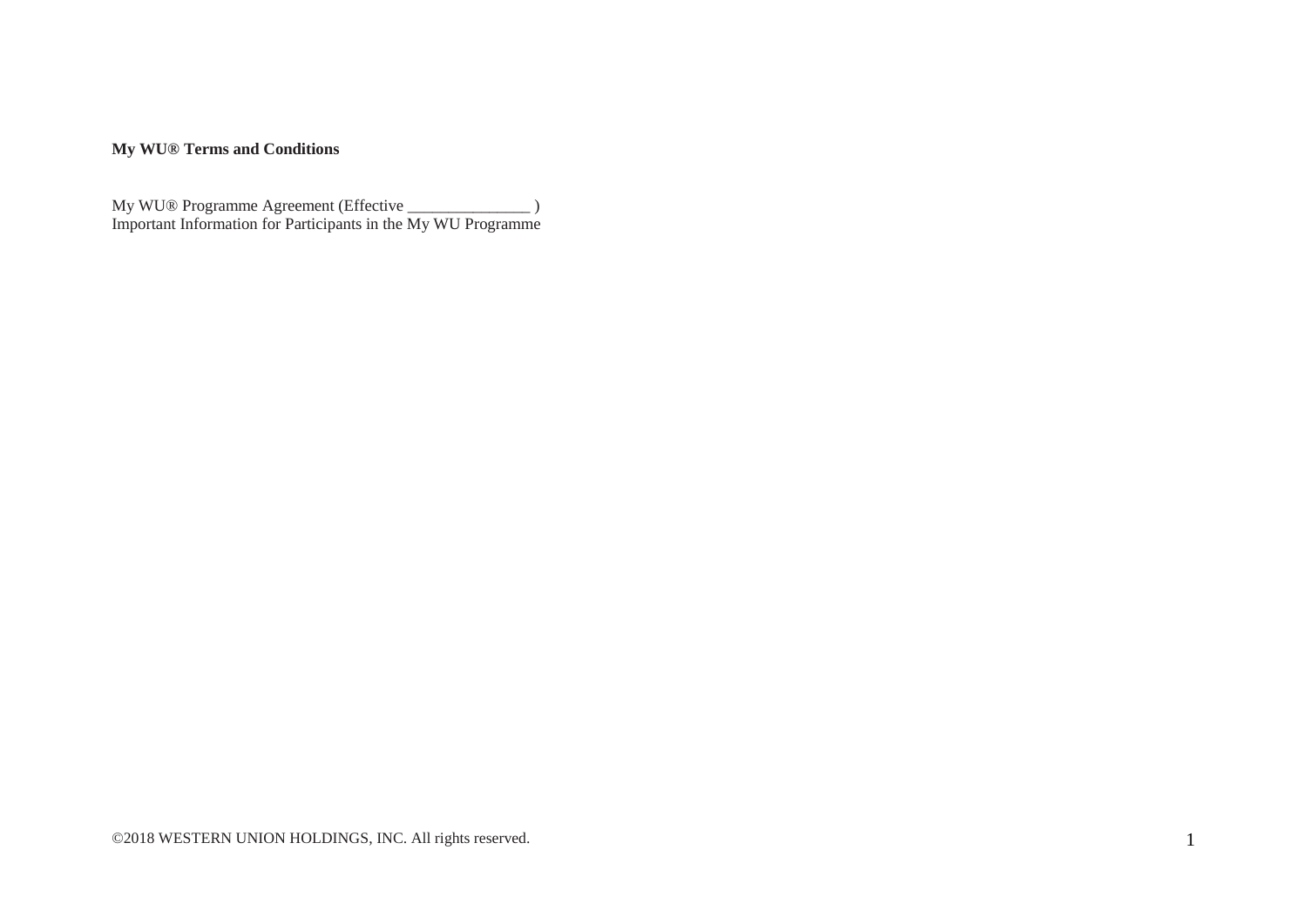**My WU® Terms and Conditions**

My WU® Programme Agreement (Effective _______________ )
Important Information for Participants in the My WU Programme

©2018 WESTERN UNION HOLDINGS, INC. All rights reserved.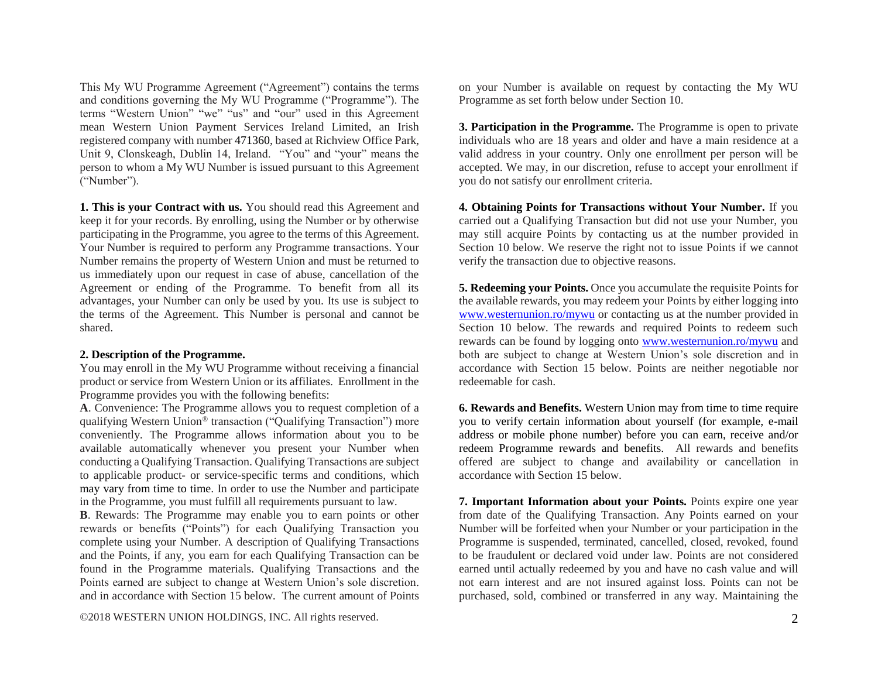This My WU Programme Agreement ("Agreement") contains the terms and conditions governing the My WU Programme ("Programme"). The terms "Western Union" "we" "us" and "our" used in this Agreement mean Western Union Payment Services Ireland Limited, an Irish registered company with number 471360, based at Richview Office Park, Unit 9, Clonskeagh, Dublin 14, Ireland. "You" and "your" means the person to whom a My WU Number is issued pursuant to this Agreement ("Number").

**1. This is your Contract with us.** You should read this Agreement and keep it for your records. By enrolling, using the Number or by otherwise participating in the Programme, you agree to the terms of this Agreement. Your Number is required to perform any Programme transactions. Your Number remains the property of Western Union and must be returned to us immediately upon our request in case of abuse, cancellation of the Agreement or ending of the Programme. To benefit from all its advantages, your Number can only be used by you. Its use is subject to the terms of the Agreement. This Number is personal and cannot be shared.

**2. Description of the Programme.**

You may enroll in the My WU Programme without receiving a financial product or service from Western Union or its affiliates. Enrollment in the Programme provides you with the following benefits:

**A**. Convenience: The Programme allows you to request completion of a qualifying Western Union® transaction ("Qualifying Transaction") more conveniently. The Programme allows information about you to be available automatically whenever you present your Number when conducting a Qualifying Transaction. Qualifying Transactions are subject to applicable product- or service-specific terms and conditions, which may vary from time to time. In order to use the Number and participate in the Programme, you must fulfill all requirements pursuant to law.

**B**. Rewards: The Programme may enable you to earn points or other rewards or benefits ("Points") for each Qualifying Transaction you complete using your Number. A description of Qualifying Transactions and the Points, if any, you earn for each Qualifying Transaction can be found in the Programme materials. Qualifying Transactions and the Points earned are subject to change at Western Union's sole discretion. and in accordance with Section 15 below. The current amount of Points on your Number is available on request by contacting the My WU Programme as set forth below under Section 10.

**3. Participation in the Programme.** The Programme is open to private individuals who are 18 years and older and have a main residence at a valid address in your country. Only one enrollment per person will be accepted. We may, in our discretion, refuse to accept your enrollment if you do not satisfy our enrollment criteria.

**4. Obtaining Points for Transactions without Your Number.** If you carried out a Qualifying Transaction but did not use your Number, you may still acquire Points by contacting us at the number provided in Section 10 below. We reserve the right not to issue Points if we cannot verify the transaction due to objective reasons.

**5. Redeeming your Points.** Once you accumulate the requisite Points for the available rewards, you may redeem your Points by either logging into www.westernunion.ro/mywu or contacting us at the number provided in Section 10 below. The rewards and required Points to redeem such rewards can be found by logging onto www.westernunion.ro/mywu and both are subject to change at Western Union's sole discretion and in accordance with Section 15 below. Points are neither negotiable nor redeemable for cash.

**6. Rewards and Benefits.** Western Union may from time to time require you to verify certain information about yourself (for example, e-mail address or mobile phone number) before you can earn, receive and/or redeem Programme rewards and benefits. All rewards and benefits offered are subject to change and availability or cancellation in accordance with Section 15 below.

**7. Important Information about your Points.** Points expire one year from date of the Qualifying Transaction. Any Points earned on your Number will be forfeited when your Number or your participation in the Programme is suspended, terminated, cancelled, closed, revoked, found to be fraudulent or declared void under law. Points are not considered earned until actually redeemed by you and have no cash value and will not earn interest and are not insured against loss. Points can not be purchased, sold, combined or transferred in any way. Maintaining the

©2018 WESTERN UNION HOLDINGS, INC. All rights reserved.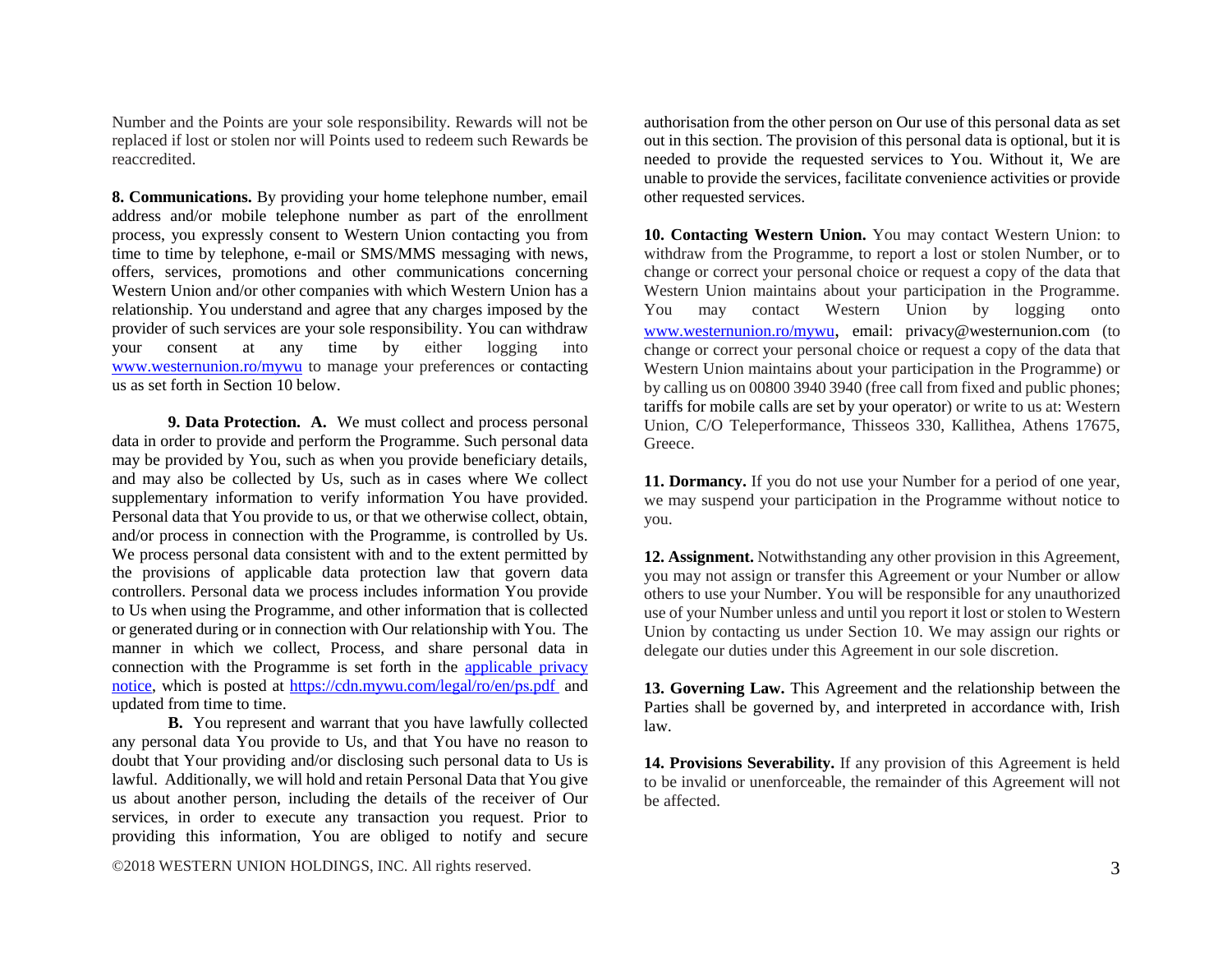Number and the Points are your sole responsibility. Rewards will not be replaced if lost or stolen nor will Points used to redeem such Rewards be reaccredited.

**8. Communications.** By providing your home telephone number, email address and/or mobile telephone number as part of the enrollment process, you expressly consent to Western Union contacting you from time to time by telephone, e-mail or SMS/MMS messaging with news, offers, services, promotions and other communications concerning Western Union and/or other companies with which Western Union has a relationship. You understand and agree that any charges imposed by the provider of such services are your sole responsibility. You can withdraw your consent at any time by either logging into [www.westernunion.ro/mywu](www.westernunion.ro/mywu) to manage your preferences or contacting us as set forth in Section 10 below.

**9. Data Protection. A.** We must collect and process personal data in order to provide and perform the Programme. Such personal data may be provided by You, such as when you provide beneficiary details, and may also be collected by Us, such as in cases where We collect supplementary information to verify information You have provided. Personal data that You provide to us, or that we otherwise collect, obtain, and/or process in connection with the Programme, is controlled by Us. We process personal data consistent with and to the extent permitted by the provisions of applicable data protection law that govern data controllers. Personal data we process includes information You provide to Us when using the Programme, and other information that is collected or generated during or in connection with Our relationship with You. The manner in which we collect, Process, and share personal data in connection with the Programme is set forth in the [applicable privacy notice](https://cdn.mywu.com/legal/ro/en/ps.pdf), which is posted at [https://cdn.mywu.com/legal/ro/en/ps.pdf](https://cdn.mywu.com/legal/ro/en/ps.pdf) and updated from time to time.

**B.** You represent and warrant that you have lawfully collected any personal data You provide to Us, and that You have no reason to doubt that Your providing and/or disclosing such personal data to Us is lawful. Additionally, we will hold and retain Personal Data that You give us about another person, including the details of the receiver of Our services, in order to execute any transaction you request. Prior to providing this information, You are obliged to notify and secure authorisation from the other person on Our use of this personal data as set out in this section. The provision of this personal data is optional, but it is needed to provide the requested services to You. Without it, We are unable to provide the services, facilitate convenience activities or provide other requested services.

**10. Contacting Western Union.** You may contact Western Union: to withdraw from the Programme, to report a lost or stolen Number, or to change or correct your personal choice or request a copy of the data that Western Union maintains about your participation in the Programme. You may contact Western Union by logging onto [www.westernunion.ro/mywu](www.westernunion.ro/mywu), email: privacy@westernunion.com (to change or correct your personal choice or request a copy of the data that Western Union maintains about your participation in the Programme) or by calling us on 00800 3940 3940 (free call from fixed and public phones; tariffs for mobile calls are set by your operator) or write to us at: Western Union, C/O Teleperformance, Thisseos 330, Kallithea, Athens 17675, Greece.

**11. Dormancy.** If you do not use your Number for a period of one year, we may suspend your participation in the Programme without notice to you.

**12. Assignment.** Notwithstanding any other provision in this Agreement, you may not assign or transfer this Agreement or your Number or allow others to use your Number. You will be responsible for any unauthorized use of your Number unless and until you report it lost or stolen to Western Union by contacting us under Section 10. We may assign our rights or delegate our duties under this Agreement in our sole discretion.

**13. Governing Law.** This Agreement and the relationship between the Parties shall be governed by, and interpreted in accordance with, Irish law.

**14. Provisions Severability.** If any provision of this Agreement is held to be invalid or unenforceable, the remainder of this Agreement will not be affected.

©2018 WESTERN UNION HOLDINGS, INC. All rights reserved.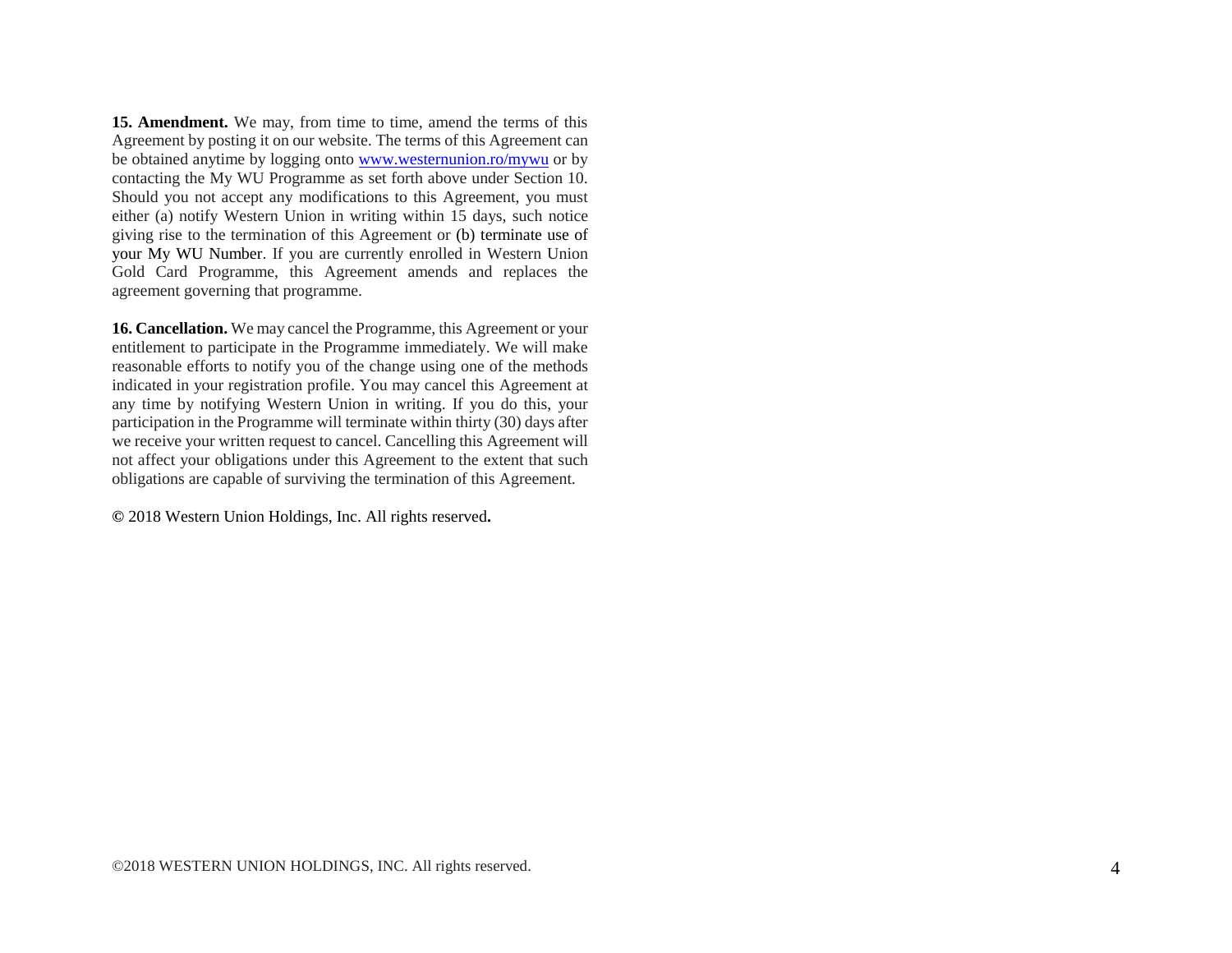**15. Amendment.** We may, from time to time, amend the terms of this Agreement by posting it on our website. The terms of this Agreement can be obtained anytime by logging onto [www.westernunion.ro/mywu](www.westernunion.ro/mywu) or by contacting the My WU Programme as set forth above under Section 10. Should you not accept any modifications to this Agreement, you must either (a) notify Western Union in writing within 15 days, such notice giving rise to the termination of this Agreement or (b) terminate use of your My WU Number. If you are currently enrolled in Western Union Gold Card Programme, this Agreement amends and replaces the agreement governing that programme.

**16. Cancellation.** We may cancel the Programme, this Agreement or your entitlement to participate in the Programme immediately. We will make reasonable efforts to notify you of the change using one of the methods indicated in your registration profile. You may cancel this Agreement at any time by notifying Western Union in writing. If you do this, your participation in the Programme will terminate within thirty (30) days after we receive your written request to cancel. Cancelling this Agreement will not affect your obligations under this Agreement to the extent that such obligations are capable of surviving the termination of this Agreement.

© 2018 Western Union Holdings, Inc. All rights reserved.